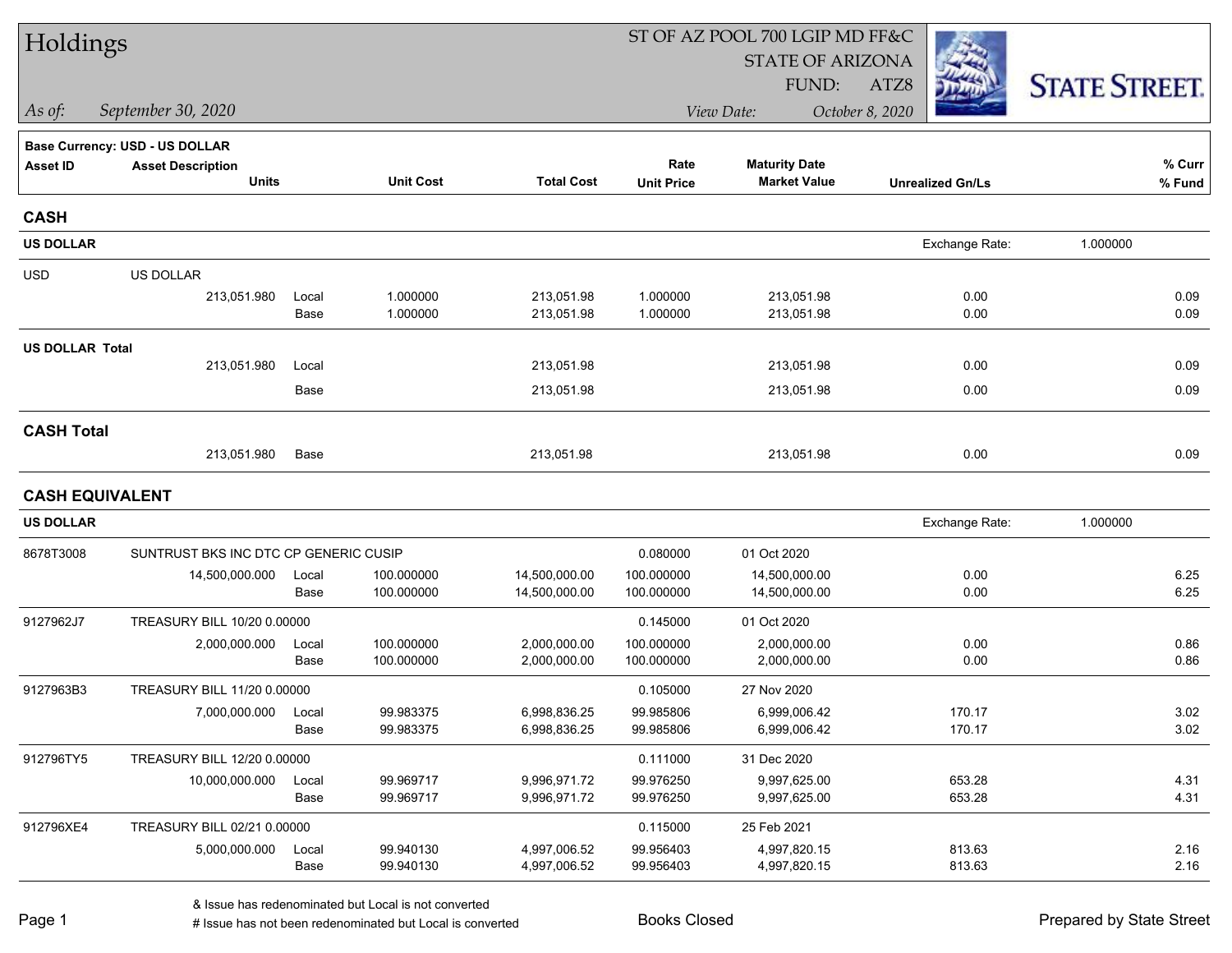# Holdings

ST OF AZ POOL 700 LGIP MD FF&C
STATE OF ARIZONA
FUND: ATZ8

*As of:* *September 30, 2020*

*View Date:* *October 8, 2020*

STATE STREET.

**Base Currency: USD - US DOLLAR**

| Asset ID | Asset Description / Units | | Unit Cost | Total Cost | Rate / Unit Price | Maturity Date / Market Value | Unrealized Gn/Ls | % Curr / % Fund |
|---|---|---|---|---|---|---|---|---|
| **CASH** | | | | | | | | |
| **US DOLLAR** | | | | | | | Exchange Rate: 1.000000 | |
| USD | US DOLLAR | | | | | | | |
| | 213,051.980 | Local | 1.000000 | 213,051.98 | 1.000000 | 213,051.98 | 0.00 | 0.09 |
| | | Base | 1.000000 | 213,051.98 | 1.000000 | 213,051.98 | 0.00 | 0.09 |
| **US DOLLAR Total** | | | | | | | | |
| | 213,051.980 | Local | | 213,051.98 | | 213,051.98 | 0.00 | 0.09 |
| | | Base | | 213,051.98 | | 213,051.98 | 0.00 | 0.09 |
| **CASH Total** | | | | | | | | |
| | 213,051.980 | Base | | 213,051.98 | | 213,051.98 | 0.00 | 0.09 |
| **CASH EQUIVALENT** | | | | | | | | |
| **US DOLLAR** | | | | | | | Exchange Rate: 1.000000 | |
| 8678T3008 | SUNTRUST BKS INC DTC CP GENERIC CUSIP | | | | 0.080000 | 01 Oct 2020 | | |
| | 14,500,000.000 | Local | 100.000000 | 14,500,000.00 | 100.000000 | 14,500,000.00 | 0.00 | 6.25 |
| | | Base | 100.000000 | 14,500,000.00 | 100.000000 | 14,500,000.00 | 0.00 | 6.25 |
| 9127962J7 | TREASURY BILL 10/20 0.00000 | | | | 0.145000 | 01 Oct 2020 | | |
| | 2,000,000.000 | Local | 100.000000 | 2,000,000.00 | 100.000000 | 2,000,000.00 | 0.00 | 0.86 |
| | | Base | 100.000000 | 2,000,000.00 | 100.000000 | 2,000,000.00 | 0.00 | 0.86 |
| 9127963B3 | TREASURY BILL 11/20 0.00000 | | | | 0.105000 | 27 Nov 2020 | | |
| | 7,000,000.000 | Local | 99.983375 | 6,998,836.25 | 99.985806 | 6,999,006.42 | 170.17 | 3.02 |
| | | Base | 99.983375 | 6,998,836.25 | 99.985806 | 6,999,006.42 | 170.17 | 3.02 |
| 912796TY5 | TREASURY BILL 12/20 0.00000 | | | | 0.111000 | 31 Dec 2020 | | |
| | 10,000,000.000 | Local | 99.969717 | 9,996,971.72 | 99.976250 | 9,997,625.00 | 653.28 | 4.31 |
| | | Base | 99.969717 | 9,996,971.72 | 99.976250 | 9,997,625.00 | 653.28 | 4.31 |
| 912796XE4 | TREASURY BILL 02/21 0.00000 | | | | 0.115000 | 25 Feb 2021 | | |
| | 5,000,000.000 | Local | 99.940130 | 4,997,006.52 | 99.956403 | 4,997,820.15 | 813.63 | 2.16 |
| | | Base | 99.940130 | 4,997,006.52 | 99.956403 | 4,997,820.15 | 813.63 | 2.16 |

& Issue has redenominated but Local is not converted
# Issue has not been redenominated but Local is converted

Books Closed

Prepared by State Street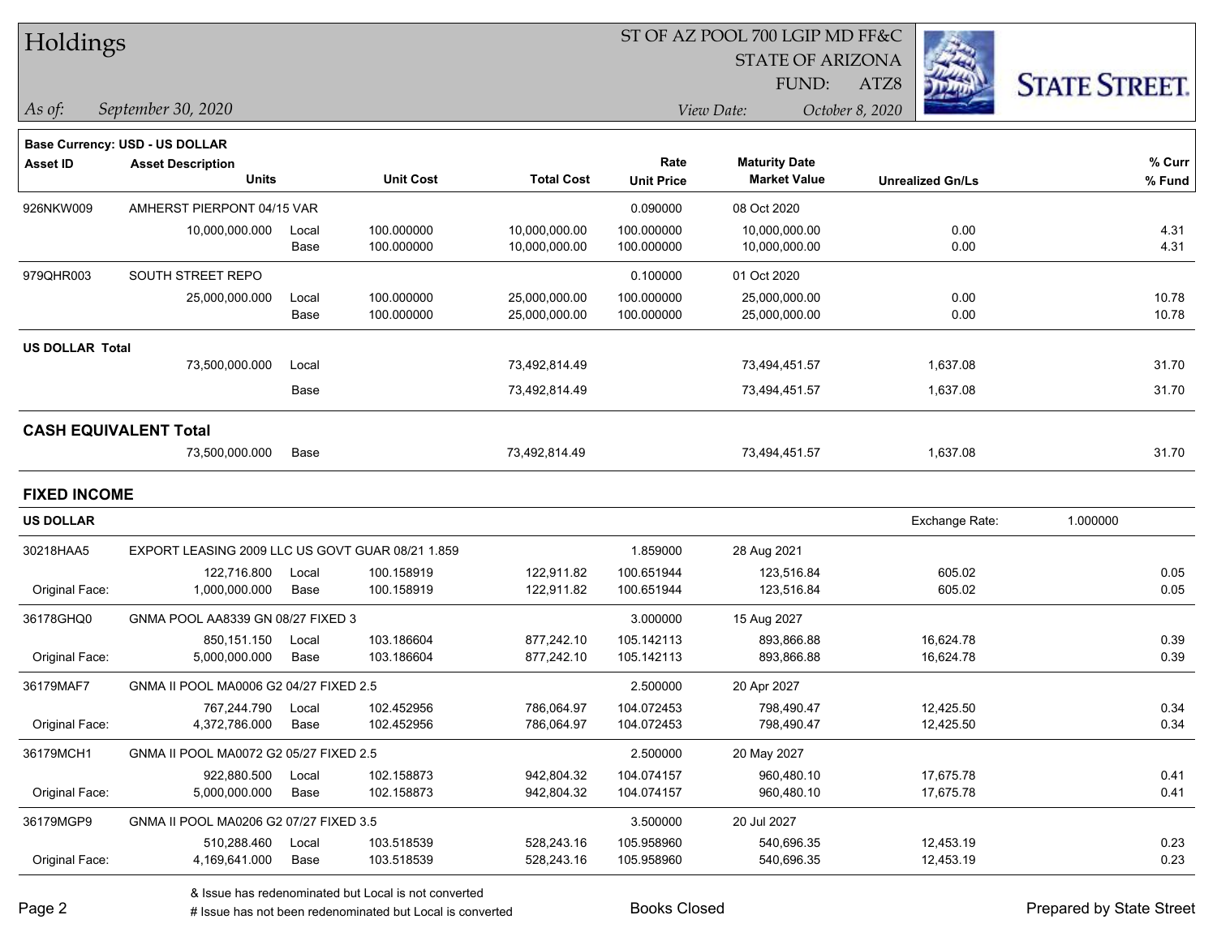# Holdings

ST OF AZ POOL 700 LGIP MD FF&C
STATE OF ARIZONA
FUND: ATZ8

*As of:* *September 30, 2020*

*View Date:* *October 8, 2020*

**Base Currency: USD - US DOLLAR**

| Asset ID | Asset Description / Units | | Unit Cost | Total Cost | Rate / Unit Price | Maturity Date / Market Value | Unrealized Gn/Ls | % Curr / % Fund |
|---|---|---|---|---|---|---|---|---|
| 926NKW009 | AMHERST PIERPONT 04/15 VAR | | | | 0.090000 | 08 Oct 2020 | | |
| | 10,000,000.000 | Local | 100.000000 | 10,000,000.00 | 100.000000 | 10,000,000.00 | 0.00 | 4.31 |
| | | Base | 100.000000 | 10,000,000.00 | 100.000000 | 10,000,000.00 | 0.00 | 4.31 |
| 979QHR003 | SOUTH STREET REPO | | | | 0.100000 | 01 Oct 2020 | | |
| | 25,000,000.000 | Local | 100.000000 | 25,000,000.00 | 100.000000 | 25,000,000.00 | 0.00 | 10.78 |
| | | Base | 100.000000 | 25,000,000.00 | 100.000000 | 25,000,000.00 | 0.00 | 10.78 |
| **US DOLLAR Total** | | | | | | | | |
| | 73,500,000.000 | Local | | 73,492,814.49 | | 73,494,451.57 | 1,637.08 | 31.70 |
| | | Base | | 73,492,814.49 | | 73,494,451.57 | 1,637.08 | 31.70 |
| **CASH EQUIVALENT Total** | | | | | | | | |
| | 73,500,000.000 | Base | | 73,492,814.49 | | 73,494,451.57 | 1,637.08 | 31.70 |

## FIXED INCOME

**US DOLLAR** — Exchange Rate: 1.000000

| Asset ID | Asset Description / Units | | Unit Cost | Total Cost | Rate / Unit Price | Maturity Date / Market Value | Unrealized Gn/Ls | % Curr / % Fund |
|---|---|---|---|---|---|---|---|---|
| 30218HAA5 | EXPORT LEASING 2009 LLC US GOVT GUAR 08/21 1.859 | | | | 1.859000 | 28 Aug 2021 | | |
| | 122,716.800 | Local | 100.158919 | 122,911.82 | 100.651944 | 123,516.84 | 605.02 | 0.05 |
| Original Face: | 1,000,000.000 | Base | 100.158919 | 122,911.82 | 100.651944 | 123,516.84 | 605.02 | 0.05 |
| 36178GHQ0 | GNMA POOL AA8339 GN 08/27 FIXED 3 | | | | 3.000000 | 15 Aug 2027 | | |
| | 850,151.150 | Local | 103.186604 | 877,242.10 | 105.142113 | 893,866.88 | 16,624.78 | 0.39 |
| Original Face: | 5,000,000.000 | Base | 103.186604 | 877,242.10 | 105.142113 | 893,866.88 | 16,624.78 | 0.39 |
| 36179MAF7 | GNMA II POOL MA0006 G2 04/27 FIXED 2.5 | | | | 2.500000 | 20 Apr 2027 | | |
| | 767,244.790 | Local | 102.452956 | 786,064.97 | 104.072453 | 798,490.47 | 12,425.50 | 0.34 |
| Original Face: | 4,372,786.000 | Base | 102.452956 | 786,064.97 | 104.072453 | 798,490.47 | 12,425.50 | 0.34 |
| 36179MCH1 | GNMA II POOL MA0072 G2 05/27 FIXED 2.5 | | | | 2.500000 | 20 May 2027 | | |
| | 922,880.500 | Local | 102.158873 | 942,804.32 | 104.074157 | 960,480.10 | 17,675.78 | 0.41 |
| Original Face: | 5,000,000.000 | Base | 102.158873 | 942,804.32 | 104.074157 | 960,480.10 | 17,675.78 | 0.41 |
| 36179MGP9 | GNMA II POOL MA0206 G2 07/27 FIXED 3.5 | | | | 3.500000 | 20 Jul 2027 | | |
| | 510,288.460 | Local | 103.518539 | 528,243.16 | 105.958960 | 540,696.35 | 12,453.19 | 0.23 |
| Original Face: | 4,169,641.000 | Base | 103.518539 | 528,243.16 | 105.958960 | 540,696.35 | 12,453.19 | 0.23 |

& Issue has redenominated but Local is not converted
# Issue has not been redenominated but Local is converted

Books Closed

Prepared by State Street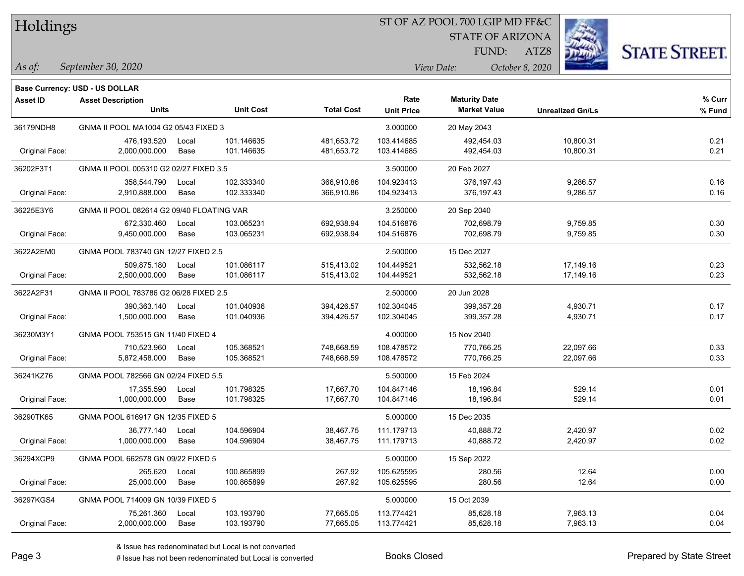# Holdings

ST OF AZ POOL 700 LGIP MD FF&C
STATE OF ARIZONA
FUND: ATZ8

*As of:* September 30, 2020 *View Date:* October 8, 2020

**Base Currency: USD - US DOLLAR**

| Asset ID | Asset Description / Units | | Unit Cost | Total Cost | Rate / Unit Price | Maturity Date / Market Value | Unrealized Gn/Ls | % Curr / % Fund |
|---|---|---|---|---|---|---|---|---|
| 36179NDH8 | GNMA II POOL MA1004 G2 05/43 FIXED 3 | | | | 3.000000 | 20 May 2043 | | |
| | 476,193.520 | Local | 101.146635 | 481,653.72 | 103.414685 | 492,454.03 | 10,800.31 | 0.21 |
| Original Face: | 2,000,000.000 | Base | 101.146635 | 481,653.72 | 103.414685 | 492,454.03 | 10,800.31 | 0.21 |
| 36202F3T1 | GNMA II POOL 005310 G2 02/27 FIXED 3.5 | | | | 3.500000 | 20 Feb 2027 | | |
| | 358,544.790 | Local | 102.333340 | 366,910.86 | 104.923413 | 376,197.43 | 9,286.57 | 0.16 |
| Original Face: | 2,910,888.000 | Base | 102.333340 | 366,910.86 | 104.923413 | 376,197.43 | 9,286.57 | 0.16 |
| 36225E3Y6 | GNMA II POOL 082614 G2 09/40 FLOATING VAR | | | | 3.250000 | 20 Sep 2040 | | |
| | 672,330.460 | Local | 103.065231 | 692,938.94 | 104.516876 | 702,698.79 | 9,759.85 | 0.30 |
| Original Face: | 9,450,000.000 | Base | 103.065231 | 692,938.94 | 104.516876 | 702,698.79 | 9,759.85 | 0.30 |
| 3622A2EM0 | GNMA POOL 783740 GN 12/27 FIXED 2.5 | | | | 2.500000 | 15 Dec 2027 | | |
| | 509,875.180 | Local | 101.086117 | 515,413.02 | 104.449521 | 532,562.18 | 17,149.16 | 0.23 |
| Original Face: | 2,500,000.000 | Base | 101.086117 | 515,413.02 | 104.449521 | 532,562.18 | 17,149.16 | 0.23 |
| 3622A2F31 | GNMA II POOL 783786 G2 06/28 FIXED 2.5 | | | | 2.500000 | 20 Jun 2028 | | |
| | 390,363.140 | Local | 101.040936 | 394,426.57 | 102.304045 | 399,357.28 | 4,930.71 | 0.17 |
| Original Face: | 1,500,000.000 | Base | 101.040936 | 394,426.57 | 102.304045 | 399,357.28 | 4,930.71 | 0.17 |
| 36230M3Y1 | GNMA POOL 753515 GN 11/40 FIXED 4 | | | | 4.000000 | 15 Nov 2040 | | |
| | 710,523.960 | Local | 105.368521 | 748,668.59 | 108.478572 | 770,766.25 | 22,097.66 | 0.33 |
| Original Face: | 5,872,458.000 | Base | 105.368521 | 748,668.59 | 108.478572 | 770,766.25 | 22,097.66 | 0.33 |
| 36241KZ76 | GNMA POOL 782566 GN 02/24 FIXED 5.5 | | | | 5.500000 | 15 Feb 2024 | | |
| | 17,355.590 | Local | 101.798325 | 17,667.70 | 104.847146 | 18,196.84 | 529.14 | 0.01 |
| Original Face: | 1,000,000.000 | Base | 101.798325 | 17,667.70 | 104.847146 | 18,196.84 | 529.14 | 0.01 |
| 36290TK65 | GNMA POOL 616917 GN 12/35 FIXED 5 | | | | 5.000000 | 15 Dec 2035 | | |
| | 36,777.140 | Local | 104.596904 | 38,467.75 | 111.179713 | 40,888.72 | 2,420.97 | 0.02 |
| Original Face: | 1,000,000.000 | Base | 104.596904 | 38,467.75 | 111.179713 | 40,888.72 | 2,420.97 | 0.02 |
| 36294XCP9 | GNMA POOL 662578 GN 09/22 FIXED 5 | | | | 5.000000 | 15 Sep 2022 | | |
| | 265.620 | Local | 100.865899 | 267.92 | 105.625595 | 280.56 | 12.64 | 0.00 |
| Original Face: | 25,000.000 | Base | 100.865899 | 267.92 | 105.625595 | 280.56 | 12.64 | 0.00 |
| 36297KGS4 | GNMA POOL 714009 GN 10/39 FIXED 5 | | | | 5.000000 | 15 Oct 2039 | | |
| | 75,261.360 | Local | 103.193790 | 77,665.05 | 113.774421 | 85,628.18 | 7,963.13 | 0.04 |
| Original Face: | 2,000,000.000 | Base | 103.193790 | 77,665.05 | 113.774421 | 85,628.18 | 7,963.13 | 0.04 |

& Issue has redenominated but Local is not converted
# Issue has not been redenominated but Local is converted

Books Closed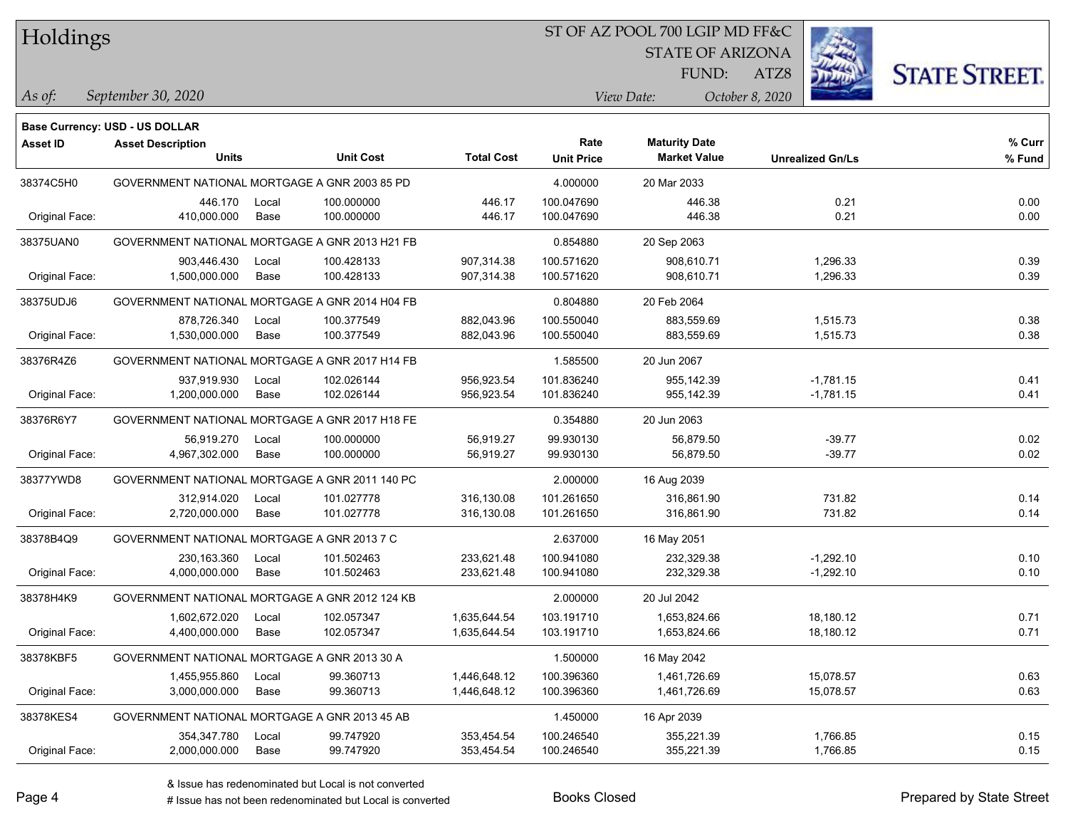# Holdings

ST OF AZ POOL 700 LGIP MD FF&C
STATE OF ARIZONA
FUND: ATZ8

*As of:* *September 30, 2020*

*View Date:* *October 8, 2020*

**Base Currency: USD - US DOLLAR**

| Asset ID | Asset Description / Units | | Unit Cost | Total Cost | Rate / Unit Price | Maturity Date / Market Value | Unrealized Gn/Ls | % Curr / % Fund |
|---|---|---|---|---|---|---|---|---|
| 38374C5H0 | GOVERNMENT NATIONAL MORTGAGE A GNR 2003 85 PD | | | | 4.000000 | 20 Mar 2033 | | |
| | 446.170 | Local | 100.000000 | 446.17 | 100.047690 | 446.38 | 0.21 | 0.00 |
| Original Face: | 410,000.000 | Base | 100.000000 | 446.17 | 100.047690 | 446.38 | 0.21 | 0.00 |
| 38375UAN0 | GOVERNMENT NATIONAL MORTGAGE A GNR 2013 H21 FB | | | | 0.854880 | 20 Sep 2063 | | |
| | 903,446.430 | Local | 100.428133 | 907,314.38 | 100.571620 | 908,610.71 | 1,296.33 | 0.39 |
| Original Face: | 1,500,000.000 | Base | 100.428133 | 907,314.38 | 100.571620 | 908,610.71 | 1,296.33 | 0.39 |
| 38375UDJ6 | GOVERNMENT NATIONAL MORTGAGE A GNR 2014 H04 FB | | | | 0.804880 | 20 Feb 2064 | | |
| | 878,726.340 | Local | 100.377549 | 882,043.96 | 100.550040 | 883,559.69 | 1,515.73 | 0.38 |
| Original Face: | 1,530,000.000 | Base | 100.377549 | 882,043.96 | 100.550040 | 883,559.69 | 1,515.73 | 0.38 |
| 38376R4Z6 | GOVERNMENT NATIONAL MORTGAGE A GNR 2017 H14 FB | | | | 1.585500 | 20 Jun 2067 | | |
| | 937,919.930 | Local | 102.026144 | 956,923.54 | 101.836240 | 955,142.39 | -1,781.15 | 0.41 |
| Original Face: | 1,200,000.000 | Base | 102.026144 | 956,923.54 | 101.836240 | 955,142.39 | -1,781.15 | 0.41 |
| 38376R6Y7 | GOVERNMENT NATIONAL MORTGAGE A GNR 2017 H18 FE | | | | 0.354880 | 20 Jun 2063 | | |
| | 56,919.270 | Local | 100.000000 | 56,919.27 | 99.930130 | 56,879.50 | -39.77 | 0.02 |
| Original Face: | 4,967,302.000 | Base | 100.000000 | 56,919.27 | 99.930130 | 56,879.50 | -39.77 | 0.02 |
| 38377YWD8 | GOVERNMENT NATIONAL MORTGAGE A GNR 2011 140 PC | | | | 2.000000 | 16 Aug 2039 | | |
| | 312,914.020 | Local | 101.027778 | 316,130.08 | 101.261650 | 316,861.90 | 731.82 | 0.14 |
| Original Face: | 2,720,000.000 | Base | 101.027778 | 316,130.08 | 101.261650 | 316,861.90 | 731.82 | 0.14 |
| 38378B4Q9 | GOVERNMENT NATIONAL MORTGAGE A GNR 2013 7 C | | | | 2.637000 | 16 May 2051 | | |
| | 230,163.360 | Local | 101.502463 | 233,621.48 | 100.941080 | 232,329.38 | -1,292.10 | 0.10 |
| Original Face: | 4,000,000.000 | Base | 101.502463 | 233,621.48 | 100.941080 | 232,329.38 | -1,292.10 | 0.10 |
| 38378H4K9 | GOVERNMENT NATIONAL MORTGAGE A GNR 2012 124 KB | | | | 2.000000 | 20 Jul 2042 | | |
| | 1,602,672.020 | Local | 102.057347 | 1,635,644.54 | 103.191710 | 1,653,824.66 | 18,180.12 | 0.71 |
| Original Face: | 4,400,000.000 | Base | 102.057347 | 1,635,644.54 | 103.191710 | 1,653,824.66 | 18,180.12 | 0.71 |
| 38378KBF5 | GOVERNMENT NATIONAL MORTGAGE A GNR 2013 30 A | | | | 1.500000 | 16 May 2042 | | |
| | 1,455,955.860 | Local | 99.360713 | 1,446,648.12 | 100.396360 | 1,461,726.69 | 15,078.57 | 0.63 |
| Original Face: | 3,000,000.000 | Base | 99.360713 | 1,446,648.12 | 100.396360 | 1,461,726.69 | 15,078.57 | 0.63 |
| 38378KES4 | GOVERNMENT NATIONAL MORTGAGE A GNR 2013 45 AB | | | | 1.450000 | 16 Apr 2039 | | |
| | 354,347.780 | Local | 99.747920 | 353,454.54 | 100.246540 | 355,221.39 | 1,766.85 | 0.15 |
| Original Face: | 2,000,000.000 | Base | 99.747920 | 353,454.54 | 100.246540 | 355,221.39 | 1,766.85 | 0.15 |

& Issue has redenominated but Local is not converted
# Issue has not been redenominated but Local is converted

Books Closed

Prepared by State Street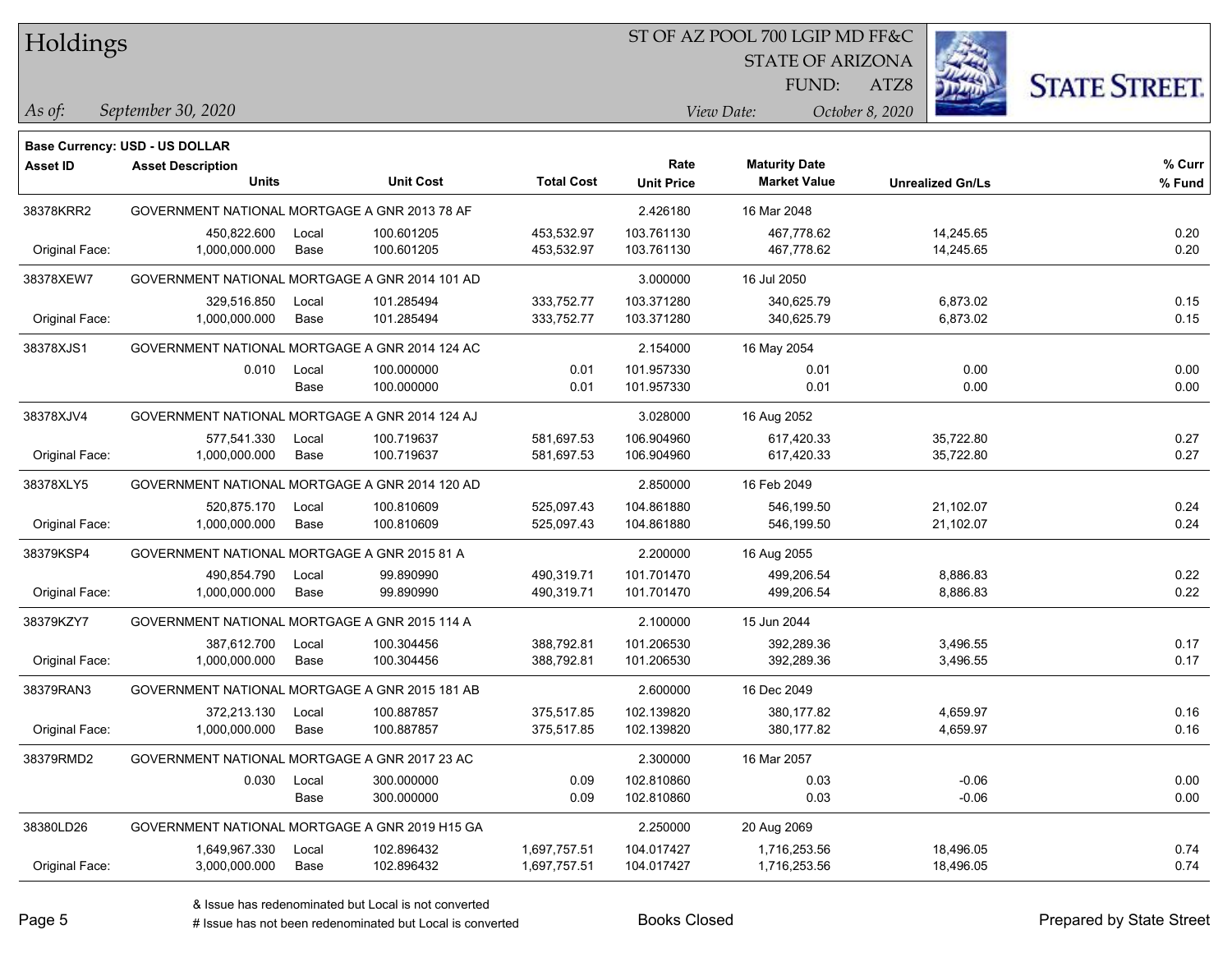# Holdings

ST OF AZ POOL 700 LGIP MD FF&C
STATE OF ARIZONA
FUND: ATZ8

*As of:* *September 30, 2020*

*View Date:* *October 8, 2020*

**Base Currency: USD - US DOLLAR**

| Asset ID | Asset Description / Units | | Unit Cost | Total Cost | Rate / Unit Price | Maturity Date / Market Value | Unrealized Gn/Ls | % Curr / % Fund |
|---|---|---|---|---|---|---|---|---|
| 38378KRR2 | GOVERNMENT NATIONAL MORTGAGE A GNR 2013 78 AF | | | | 2.426180 | 16 Mar 2048 | | |
| | 450,822.600 | Local | 100.601205 | 453,532.97 | 103.761130 | 467,778.62 | 14,245.65 | 0.20 |
| Original Face: | 1,000,000.000 | Base | 100.601205 | 453,532.97 | 103.761130 | 467,778.62 | 14,245.65 | 0.20 |
| 38378XEW7 | GOVERNMENT NATIONAL MORTGAGE A GNR 2014 101 AD | | | | 3.000000 | 16 Jul 2050 | | |
| | 329,516.850 | Local | 101.285494 | 333,752.77 | 103.371280 | 340,625.79 | 6,873.02 | 0.15 |
| Original Face: | 1,000,000.000 | Base | 101.285494 | 333,752.77 | 103.371280 | 340,625.79 | 6,873.02 | 0.15 |
| 38378XJS1 | GOVERNMENT NATIONAL MORTGAGE A GNR 2014 124 AC | | | | 2.154000 | 16 May 2054 | | |
| | 0.010 | Local | 100.000000 | 0.01 | 101.957330 | 0.01 | 0.00 | 0.00 |
| | | Base | 100.000000 | 0.01 | 101.957330 | 0.01 | 0.00 | 0.00 |
| 38378XJV4 | GOVERNMENT NATIONAL MORTGAGE A GNR 2014 124 AJ | | | | 3.028000 | 16 Aug 2052 | | |
| | 577,541.330 | Local | 100.719637 | 581,697.53 | 106.904960 | 617,420.33 | 35,722.80 | 0.27 |
| Original Face: | 1,000,000.000 | Base | 100.719637 | 581,697.53 | 106.904960 | 617,420.33 | 35,722.80 | 0.27 |
| 38378XLY5 | GOVERNMENT NATIONAL MORTGAGE A GNR 2014 120 AD | | | | 2.850000 | 16 Feb 2049 | | |
| | 520,875.170 | Local | 100.810609 | 525,097.43 | 104.861880 | 546,199.50 | 21,102.07 | 0.24 |
| Original Face: | 1,000,000.000 | Base | 100.810609 | 525,097.43 | 104.861880 | 546,199.50 | 21,102.07 | 0.24 |
| 38379KSP4 | GOVERNMENT NATIONAL MORTGAGE A GNR 2015 81 A | | | | 2.200000 | 16 Aug 2055 | | |
| | 490,854.790 | Local | 99.890990 | 490,319.71 | 101.701470 | 499,206.54 | 8,886.83 | 0.22 |
| Original Face: | 1,000,000.000 | Base | 99.890990 | 490,319.71 | 101.701470 | 499,206.54 | 8,886.83 | 0.22 |
| 38379KZY7 | GOVERNMENT NATIONAL MORTGAGE A GNR 2015 114 A | | | | 2.100000 | 15 Jun 2044 | | |
| | 387,612.700 | Local | 100.304456 | 388,792.81 | 101.206530 | 392,289.36 | 3,496.55 | 0.17 |
| Original Face: | 1,000,000.000 | Base | 100.304456 | 388,792.81 | 101.206530 | 392,289.36 | 3,496.55 | 0.17 |
| 38379RAN3 | GOVERNMENT NATIONAL MORTGAGE A GNR 2015 181 AB | | | | 2.600000 | 16 Dec 2049 | | |
| | 372,213.130 | Local | 100.887857 | 375,517.85 | 102.139820 | 380,177.82 | 4,659.97 | 0.16 |
| Original Face: | 1,000,000.000 | Base | 100.887857 | 375,517.85 | 102.139820 | 380,177.82 | 4,659.97 | 0.16 |
| 38379RMD2 | GOVERNMENT NATIONAL MORTGAGE A GNR 2017 23 AC | | | | 2.300000 | 16 Mar 2057 | | |
| | 0.030 | Local | 300.000000 | 0.09 | 102.810860 | 0.03 | -0.06 | 0.00 |
| | | Base | 300.000000 | 0.09 | 102.810860 | 0.03 | -0.06 | 0.00 |
| 38380LD26 | GOVERNMENT NATIONAL MORTGAGE A GNR 2019 H15 GA | | | | 2.250000 | 20 Aug 2069 | | |
| | 1,649,967.330 | Local | 102.896432 | 1,697,757.51 | 104.017427 | 1,716,253.56 | 18,496.05 | 0.74 |
| Original Face: | 3,000,000.000 | Base | 102.896432 | 1,697,757.51 | 104.017427 | 1,716,253.56 | 18,496.05 | 0.74 |

& Issue has redenominated but Local is not converted
# Issue has not been redenominated but Local is converted

Books Closed

Prepared by State Street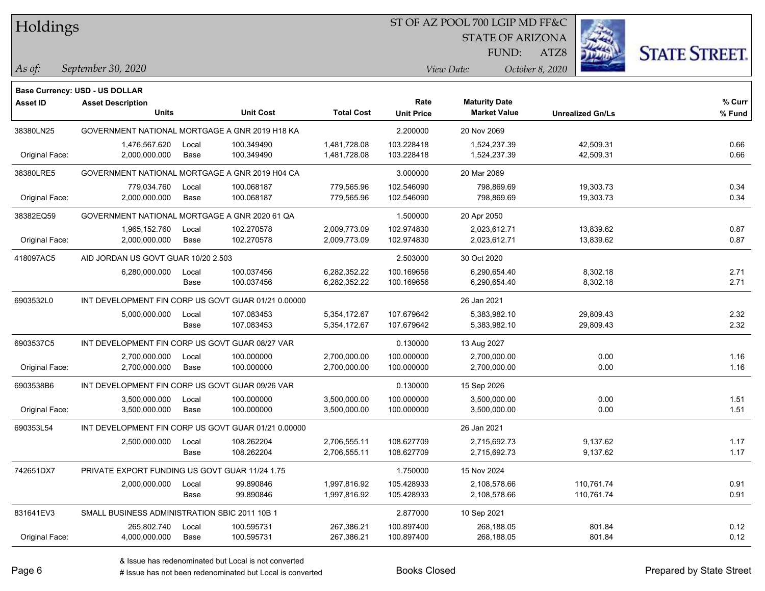# Holdings

ST OF AZ POOL 700 LGIP MD FF&C
STATE OF ARIZONA
FUND: ATZ8

*As of:* *September 30, 2020*

*View Date:* *October 8, 2020*

**Base Currency: USD - US DOLLAR**

| Asset ID | Asset Description / Units | | Unit Cost | Total Cost | Rate / Unit Price | Maturity Date / Market Value | Unrealized Gn/Ls | % Curr / % Fund |
|---|---|---|---|---|---|---|---|---|
| 38380LN25 | GOVERNMENT NATIONAL MORTGAGE A GNR 2019 H18 KA | | | | 2.200000 | 20 Nov 2069 | | |
| | 1,476,567.620 | Local | 100.349490 | 1,481,728.08 | 103.228418 | 1,524,237.39 | 42,509.31 | 0.66 |
| Original Face: | 2,000,000.000 | Base | 100.349490 | 1,481,728.08 | 103.228418 | 1,524,237.39 | 42,509.31 | 0.66 |
| 38380LRE5 | GOVERNMENT NATIONAL MORTGAGE A GNR 2019 H04 CA | | | | 3.000000 | 20 Mar 2069 | | |
| | 779,034.760 | Local | 100.068187 | 779,565.96 | 102.546090 | 798,869.69 | 19,303.73 | 0.34 |
| Original Face: | 2,000,000.000 | Base | 100.068187 | 779,565.96 | 102.546090 | 798,869.69 | 19,303.73 | 0.34 |
| 38382EQ59 | GOVERNMENT NATIONAL MORTGAGE A GNR 2020 61 QA | | | | 1.500000 | 20 Apr 2050 | | |
| | 1,965,152.760 | Local | 102.270578 | 2,009,773.09 | 102.974830 | 2,023,612.71 | 13,839.62 | 0.87 |
| Original Face: | 2,000,000.000 | Base | 102.270578 | 2,009,773.09 | 102.974830 | 2,023,612.71 | 13,839.62 | 0.87 |
| 418097AC5 | AID JORDAN US GOVT GUAR 10/20 2.503 | | | | 2.503000 | 30 Oct 2020 | | |
| | 6,280,000.000 | Local | 100.037456 | 6,282,352.22 | 100.169656 | 6,290,654.40 | 8,302.18 | 2.71 |
| | | Base | 100.037456 | 6,282,352.22 | 100.169656 | 6,290,654.40 | 8,302.18 | 2.71 |
| 6903532L0 | INT DEVELOPMENT FIN CORP US GOVT GUAR 01/21 0.00000 | | | | | 26 Jan 2021 | | |
| | 5,000,000.000 | Local | 107.083453 | 5,354,172.67 | 107.679642 | 5,383,982.10 | 29,809.43 | 2.32 |
| | | Base | 107.083453 | 5,354,172.67 | 107.679642 | 5,383,982.10 | 29,809.43 | 2.32 |
| 6903537C5 | INT DEVELOPMENT FIN CORP US GOVT GUAR 08/27 VAR | | | | 0.130000 | 13 Aug 2027 | | |
| | 2,700,000.000 | Local | 100.000000 | 2,700,000.00 | 100.000000 | 2,700,000.00 | 0.00 | 1.16 |
| Original Face: | 2,700,000.000 | Base | 100.000000 | 2,700,000.00 | 100.000000 | 2,700,000.00 | 0.00 | 1.16 |
| 6903538B6 | INT DEVELOPMENT FIN CORP US GOVT GUAR 09/26 VAR | | | | 0.130000 | 15 Sep 2026 | | |
| | 3,500,000.000 | Local | 100.000000 | 3,500,000.00 | 100.000000 | 3,500,000.00 | 0.00 | 1.51 |
| Original Face: | 3,500,000.000 | Base | 100.000000 | 3,500,000.00 | 100.000000 | 3,500,000.00 | 0.00 | 1.51 |
| 690353L54 | INT DEVELOPMENT FIN CORP US GOVT GUAR 01/21 0.00000 | | | | | 26 Jan 2021 | | |
| | 2,500,000.000 | Local | 108.262204 | 2,706,555.11 | 108.627709 | 2,715,692.73 | 9,137.62 | 1.17 |
| | | Base | 108.262204 | 2,706,555.11 | 108.627709 | 2,715,692.73 | 9,137.62 | 1.17 |
| 742651DX7 | PRIVATE EXPORT FUNDING US GOVT GUAR 11/24 1.75 | | | | 1.750000 | 15 Nov 2024 | | |
| | 2,000,000.000 | Local | 99.890846 | 1,997,816.92 | 105.428933 | 2,108,578.66 | 110,761.74 | 0.91 |
| | | Base | 99.890846 | 1,997,816.92 | 105.428933 | 2,108,578.66 | 110,761.74 | 0.91 |
| 831641EV3 | SMALL BUSINESS ADMINISTRATION SBIC 2011 10B 1 | | | | 2.877000 | 10 Sep 2021 | | |
| | 265,802.740 | Local | 100.595731 | 267,386.21 | 100.897400 | 268,188.05 | 801.84 | 0.12 |
| Original Face: | 4,000,000.000 | Base | 100.595731 | 267,386.21 | 100.897400 | 268,188.05 | 801.84 | 0.12 |

& Issue has redenominated but Local is not converted
# Issue has not been redenominated but Local is converted

Books Closed

Prepared by State Street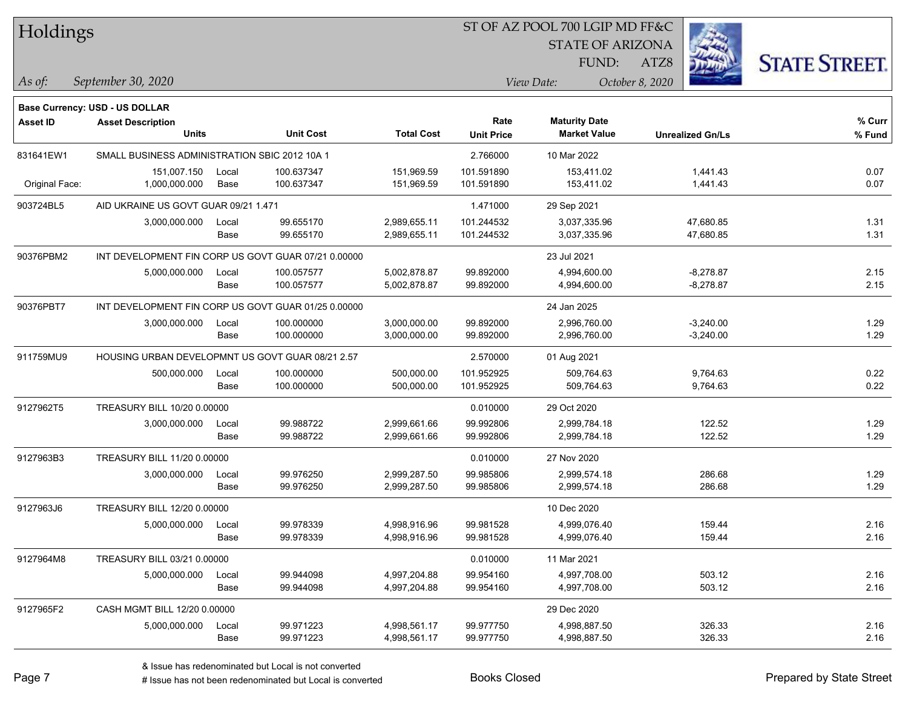# Holdings

ST OF AZ POOL 700 LGIP MD FF&C
STATE OF ARIZONA
FUND: ATZ8

*As of:* *September 30, 2020*

*View Date:* *October 8, 2020*

**Base Currency: USD - US DOLLAR**

| Asset ID | Asset Description / Units | | Unit Cost | Total Cost | Rate / Unit Price | Maturity Date / Market Value | Unrealized Gn/Ls | % Curr / % Fund |
|---|---|---|---|---|---|---|---|---|
| 831641EW1 | SMALL BUSINESS ADMINISTRATION SBIC 2012 10A 1 | | | | 2.766000 | 10 Mar 2022 | | |
| | 151,007.150 | Local | 100.637347 | 151,969.59 | 101.591890 | 153,411.02 | 1,441.43 | 0.07 |
| Original Face: | 1,000,000.000 | Base | 100.637347 | 151,969.59 | 101.591890 | 153,411.02 | 1,441.43 | 0.07 |
| 903724BL5 | AID UKRAINE US GOVT GUAR 09/21 1.471 | | | | 1.471000 | 29 Sep 2021 | | |
| | 3,000,000.000 | Local | 99.655170 | 2,989,655.11 | 101.244532 | 3,037,335.96 | 47,680.85 | 1.31 |
| | | Base | 99.655170 | 2,989,655.11 | 101.244532 | 3,037,335.96 | 47,680.85 | 1.31 |
| 90376PBM2 | INT DEVELOPMENT FIN CORP US GOVT GUAR 07/21 0.00000 | | | | | 23 Jul 2021 | | |
| | 5,000,000.000 | Local | 100.057577 | 5,002,878.87 | 99.892000 | 4,994,600.00 | -8,278.87 | 2.15 |
| | | Base | 100.057577 | 5,002,878.87 | 99.892000 | 4,994,600.00 | -8,278.87 | 2.15 |
| 90376PBT7 | INT DEVELOPMENT FIN CORP US GOVT GUAR 01/25 0.00000 | | | | | 24 Jan 2025 | | |
| | 3,000,000.000 | Local | 100.000000 | 3,000,000.00 | 99.892000 | 2,996,760.00 | -3,240.00 | 1.29 |
| | | Base | 100.000000 | 3,000,000.00 | 99.892000 | 2,996,760.00 | -3,240.00 | 1.29 |
| 911759MU9 | HOUSING URBAN DEVELOPMNT US GOVT GUAR 08/21 2.57 | | | | 2.570000 | 01 Aug 2021 | | |
| | 500,000.000 | Local | 100.000000 | 500,000.00 | 101.952925 | 509,764.63 | 9,764.63 | 0.22 |
| | | Base | 100.000000 | 500,000.00 | 101.952925 | 509,764.63 | 9,764.63 | 0.22 |
| 9127962T5 | TREASURY BILL 10/20 0.00000 | | | | 0.010000 | 29 Oct 2020 | | |
| | 3,000,000.000 | Local | 99.988722 | 2,999,661.66 | 99.992806 | 2,999,784.18 | 122.52 | 1.29 |
| | | Base | 99.988722 | 2,999,661.66 | 99.992806 | 2,999,784.18 | 122.52 | 1.29 |
| 9127963B3 | TREASURY BILL 11/20 0.00000 | | | | 0.010000 | 27 Nov 2020 | | |
| | 3,000,000.000 | Local | 99.976250 | 2,999,287.50 | 99.985806 | 2,999,574.18 | 286.68 | 1.29 |
| | | Base | 99.976250 | 2,999,287.50 | 99.985806 | 2,999,574.18 | 286.68 | 1.29 |
| 9127963J6 | TREASURY BILL 12/20 0.00000 | | | | | 10 Dec 2020 | | |
| | 5,000,000.000 | Local | 99.978339 | 4,998,916.96 | 99.981528 | 4,999,076.40 | 159.44 | 2.16 |
| | | Base | 99.978339 | 4,998,916.96 | 99.981528 | 4,999,076.40 | 159.44 | 2.16 |
| 9127964M8 | TREASURY BILL 03/21 0.00000 | | | | 0.010000 | 11 Mar 2021 | | |
| | 5,000,000.000 | Local | 99.944098 | 4,997,204.88 | 99.954160 | 4,997,708.00 | 503.12 | 2.16 |
| | | Base | 99.944098 | 4,997,204.88 | 99.954160 | 4,997,708.00 | 503.12 | 2.16 |
| 9127965F2 | CASH MGMT BILL 12/20 0.00000 | | | | | 29 Dec 2020 | | |
| | 5,000,000.000 | Local | 99.971223 | 4,998,561.17 | 99.977750 | 4,998,887.50 | 326.33 | 2.16 |
| | | Base | 99.971223 | 4,998,561.17 | 99.977750 | 4,998,887.50 | 326.33 | 2.16 |

& Issue has redenominated but Local is not converted
# Issue has not been redenominated but Local is converted

Books Closed

Prepared by State Street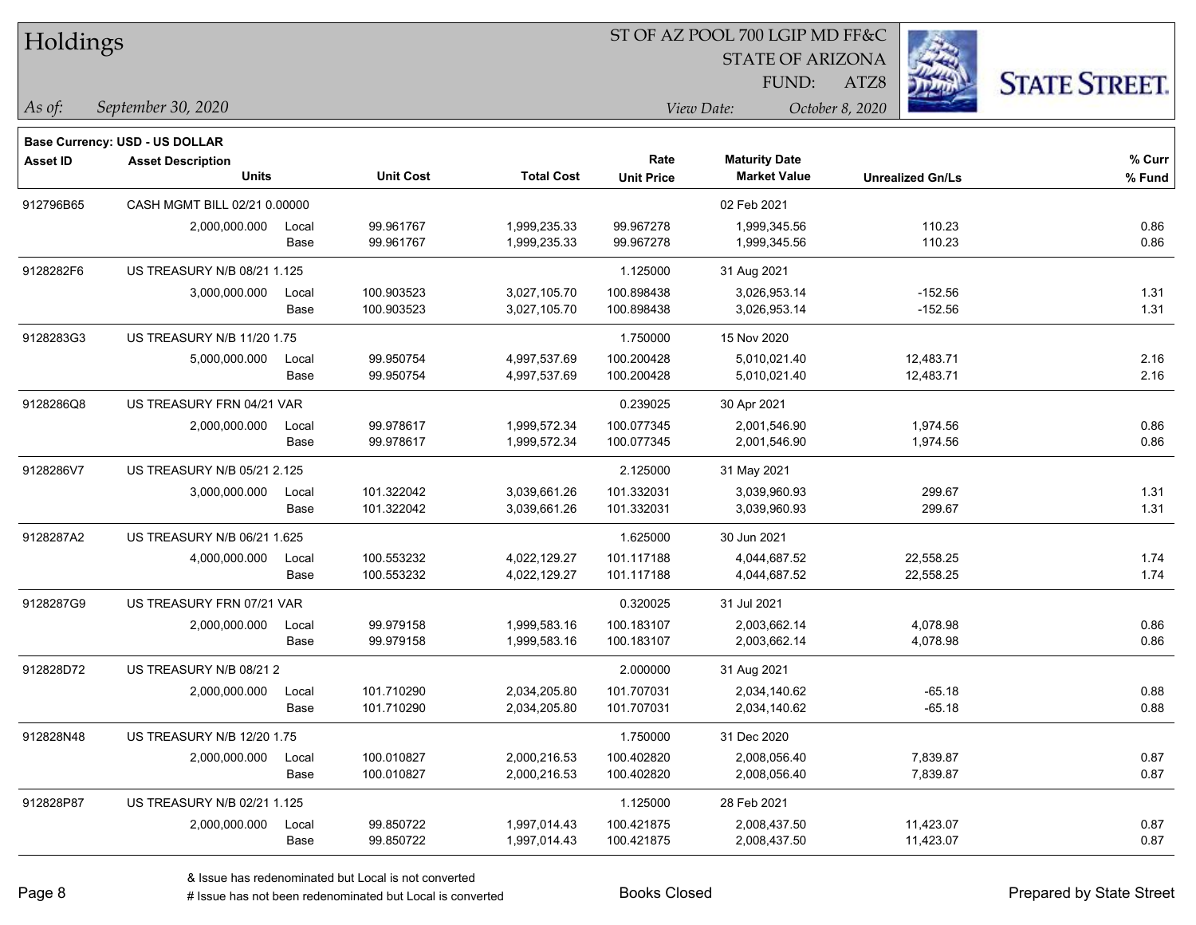# Holdings

ST OF AZ POOL 700 LGIP MD FF&C
STATE OF ARIZONA
FUND: ATZ8

*As of:* *September 30, 2020* *View Date:* *October 8, 2020*

**Base Currency: USD - US DOLLAR**

| Asset ID | Asset Description / Units | | Unit Cost | Total Cost | Rate / Unit Price | Maturity Date / Market Value | Unrealized Gn/Ls | % Curr / % Fund |
|---|---|---|---|---|---|---|---|---|
| 912796B65 | CASH MGMT BILL 02/21 0.00000 | | | | | 02 Feb 2021 | | |
| | 2,000,000.000 | Local | 99.961767 | 1,999,235.33 | 99.967278 | 1,999,345.56 | 110.23 | 0.86 |
| | | Base | 99.961767 | 1,999,235.33 | 99.967278 | 1,999,345.56 | 110.23 | 0.86 |
| 9128282F6 | US TREASURY N/B 08/21 1.125 | | | | 1.125000 | 31 Aug 2021 | | |
| | 3,000,000.000 | Local | 100.903523 | 3,027,105.70 | 100.898438 | 3,026,953.14 | -152.56 | 1.31 |
| | | Base | 100.903523 | 3,027,105.70 | 100.898438 | 3,026,953.14 | -152.56 | 1.31 |
| 9128283G3 | US TREASURY N/B 11/20 1.75 | | | | 1.750000 | 15 Nov 2020 | | |
| | 5,000,000.000 | Local | 99.950754 | 4,997,537.69 | 100.200428 | 5,010,021.40 | 12,483.71 | 2.16 |
| | | Base | 99.950754 | 4,997,537.69 | 100.200428 | 5,010,021.40 | 12,483.71 | 2.16 |
| 9128286Q8 | US TREASURY FRN 04/21 VAR | | | | 0.239025 | 30 Apr 2021 | | |
| | 2,000,000.000 | Local | 99.978617 | 1,999,572.34 | 100.077345 | 2,001,546.90 | 1,974.56 | 0.86 |
| | | Base | 99.978617 | 1,999,572.34 | 100.077345 | 2,001,546.90 | 1,974.56 | 0.86 |
| 9128286V7 | US TREASURY N/B 05/21 2.125 | | | | 2.125000 | 31 May 2021 | | |
| | 3,000,000.000 | Local | 101.322042 | 3,039,661.26 | 101.332031 | 3,039,960.93 | 299.67 | 1.31 |
| | | Base | 101.322042 | 3,039,661.26 | 101.332031 | 3,039,960.93 | 299.67 | 1.31 |
| 9128287A2 | US TREASURY N/B 06/21 1.625 | | | | 1.625000 | 30 Jun 2021 | | |
| | 4,000,000.000 | Local | 100.553232 | 4,022,129.27 | 101.117188 | 4,044,687.52 | 22,558.25 | 1.74 |
| | | Base | 100.553232 | 4,022,129.27 | 101.117188 | 4,044,687.52 | 22,558.25 | 1.74 |
| 9128287G9 | US TREASURY FRN 07/21 VAR | | | | 0.320025 | 31 Jul 2021 | | |
| | 2,000,000.000 | Local | 99.979158 | 1,999,583.16 | 100.183107 | 2,003,662.14 | 4,078.98 | 0.86 |
| | | Base | 99.979158 | 1,999,583.16 | 100.183107 | 2,003,662.14 | 4,078.98 | 0.86 |
| 912828D72 | US TREASURY N/B 08/21 2 | | | | 2.000000 | 31 Aug 2021 | | |
| | 2,000,000.000 | Local | 101.710290 | 2,034,205.80 | 101.707031 | 2,034,140.62 | -65.18 | 0.88 |
| | | Base | 101.710290 | 2,034,205.80 | 101.707031 | 2,034,140.62 | -65.18 | 0.88 |
| 912828N48 | US TREASURY N/B 12/20 1.75 | | | | 1.750000 | 31 Dec 2020 | | |
| | 2,000,000.000 | Local | 100.010827 | 2,000,216.53 | 100.402820 | 2,008,056.40 | 7,839.87 | 0.87 |
| | | Base | 100.010827 | 2,000,216.53 | 100.402820 | 2,008,056.40 | 7,839.87 | 0.87 |
| 912828P87 | US TREASURY N/B 02/21 1.125 | | | | 1.125000 | 28 Feb 2021 | | |
| | 2,000,000.000 | Local | 99.850722 | 1,997,014.43 | 100.421875 | 2,008,437.50 | 11,423.07 | 0.87 |
| | | Base | 99.850722 | 1,997,014.43 | 100.421875 | 2,008,437.50 | 11,423.07 | 0.87 |

& Issue has redenominated but Local is not converted
# Issue has not been redenominated but Local is converted

Books Closed

Prepared by State Street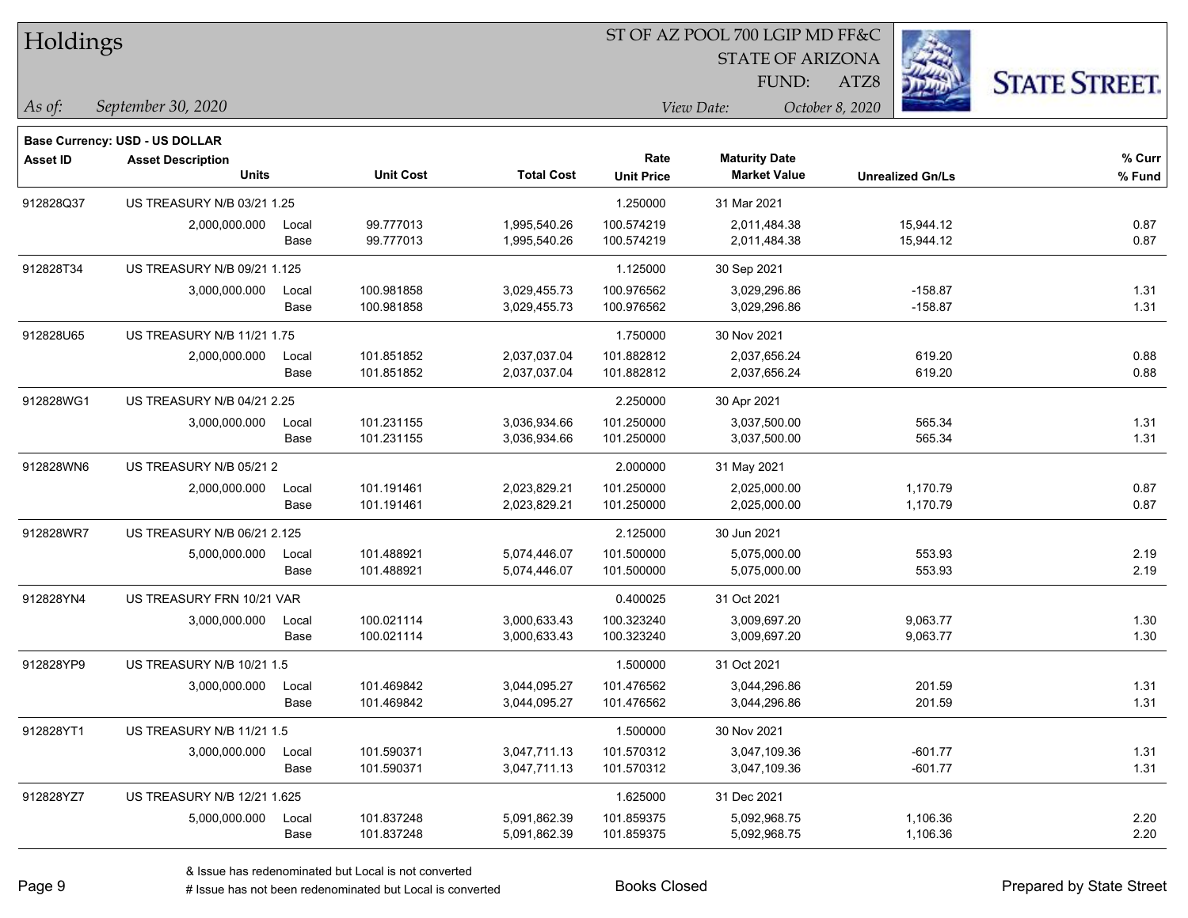# Holdings

ST OF AZ POOL 700 LGIP MD FF&C
STATE OF ARIZONA
FUND: ATZ8

*As of:* *September 30, 2020*

*View Date:* *October 8, 2020*

**Base Currency: USD - US DOLLAR**

| Asset ID | Asset Description / Units | | Unit Cost | Total Cost | Rate / Unit Price | Maturity Date / Market Value | Unrealized Gn/Ls | % Curr / % Fund |
|---|---|---|---|---|---|---|---|---|
| 912828Q37 | US TREASURY N/B 03/21 1.25 | | | | 1.250000 | 31 Mar 2021 | | |
| | 2,000,000.000 | Local | 99.777013 | 1,995,540.26 | 100.574219 | 2,011,484.38 | 15,944.12 | 0.87 |
| | | Base | 99.777013 | 1,995,540.26 | 100.574219 | 2,011,484.38 | 15,944.12 | 0.87 |
| 912828T34 | US TREASURY N/B 09/21 1.125 | | | | 1.125000 | 30 Sep 2021 | | |
| | 3,000,000.000 | Local | 100.981858 | 3,029,455.73 | 100.976562 | 3,029,296.86 | -158.87 | 1.31 |
| | | Base | 100.981858 | 3,029,455.73 | 100.976562 | 3,029,296.86 | -158.87 | 1.31 |
| 912828U65 | US TREASURY N/B 11/21 1.75 | | | | 1.750000 | 30 Nov 2021 | | |
| | 2,000,000.000 | Local | 101.851852 | 2,037,037.04 | 101.882812 | 2,037,656.24 | 619.20 | 0.88 |
| | | Base | 101.851852 | 2,037,037.04 | 101.882812 | 2,037,656.24 | 619.20 | 0.88 |
| 912828WG1 | US TREASURY N/B 04/21 2.25 | | | | 2.250000 | 30 Apr 2021 | | |
| | 3,000,000.000 | Local | 101.231155 | 3,036,934.66 | 101.250000 | 3,037,500.00 | 565.34 | 1.31 |
| | | Base | 101.231155 | 3,036,934.66 | 101.250000 | 3,037,500.00 | 565.34 | 1.31 |
| 912828WN6 | US TREASURY N/B 05/21 2 | | | | 2.000000 | 31 May 2021 | | |
| | 2,000,000.000 | Local | 101.191461 | 2,023,829.21 | 101.250000 | 2,025,000.00 | 1,170.79 | 0.87 |
| | | Base | 101.191461 | 2,023,829.21 | 101.250000 | 2,025,000.00 | 1,170.79 | 0.87 |
| 912828WR7 | US TREASURY N/B 06/21 2.125 | | | | 2.125000 | 30 Jun 2021 | | |
| | 5,000,000.000 | Local | 101.488921 | 5,074,446.07 | 101.500000 | 5,075,000.00 | 553.93 | 2.19 |
| | | Base | 101.488921 | 5,074,446.07 | 101.500000 | 5,075,000.00 | 553.93 | 2.19 |
| 912828YN4 | US TREASURY FRN 10/21 VAR | | | | 0.400025 | 31 Oct 2021 | | |
| | 3,000,000.000 | Local | 100.021114 | 3,000,633.43 | 100.323240 | 3,009,697.20 | 9,063.77 | 1.30 |
| | | Base | 100.021114 | 3,000,633.43 | 100.323240 | 3,009,697.20 | 9,063.77 | 1.30 |
| 912828YP9 | US TREASURY N/B 10/21 1.5 | | | | 1.500000 | 31 Oct 2021 | | |
| | 3,000,000.000 | Local | 101.469842 | 3,044,095.27 | 101.476562 | 3,044,296.86 | 201.59 | 1.31 |
| | | Base | 101.469842 | 3,044,095.27 | 101.476562 | 3,044,296.86 | 201.59 | 1.31 |
| 912828YT1 | US TREASURY N/B 11/21 1.5 | | | | 1.500000 | 30 Nov 2021 | | |
| | 3,000,000.000 | Local | 101.590371 | 3,047,711.13 | 101.570312 | 3,047,109.36 | -601.77 | 1.31 |
| | | Base | 101.590371 | 3,047,711.13 | 101.570312 | 3,047,109.36 | -601.77 | 1.31 |
| 912828YZ7 | US TREASURY N/B 12/21 1.625 | | | | 1.625000 | 31 Dec 2021 | | |
| | 5,000,000.000 | Local | 101.837248 | 5,091,862.39 | 101.859375 | 5,092,968.75 | 1,106.36 | 2.20 |
| | | Base | 101.837248 | 5,091,862.39 | 101.859375 | 5,092,968.75 | 1,106.36 | 2.20 |

& Issue has redenominated but Local is not converted
# Issue has not been redenominated but Local is converted

Books Closed

Prepared by State Street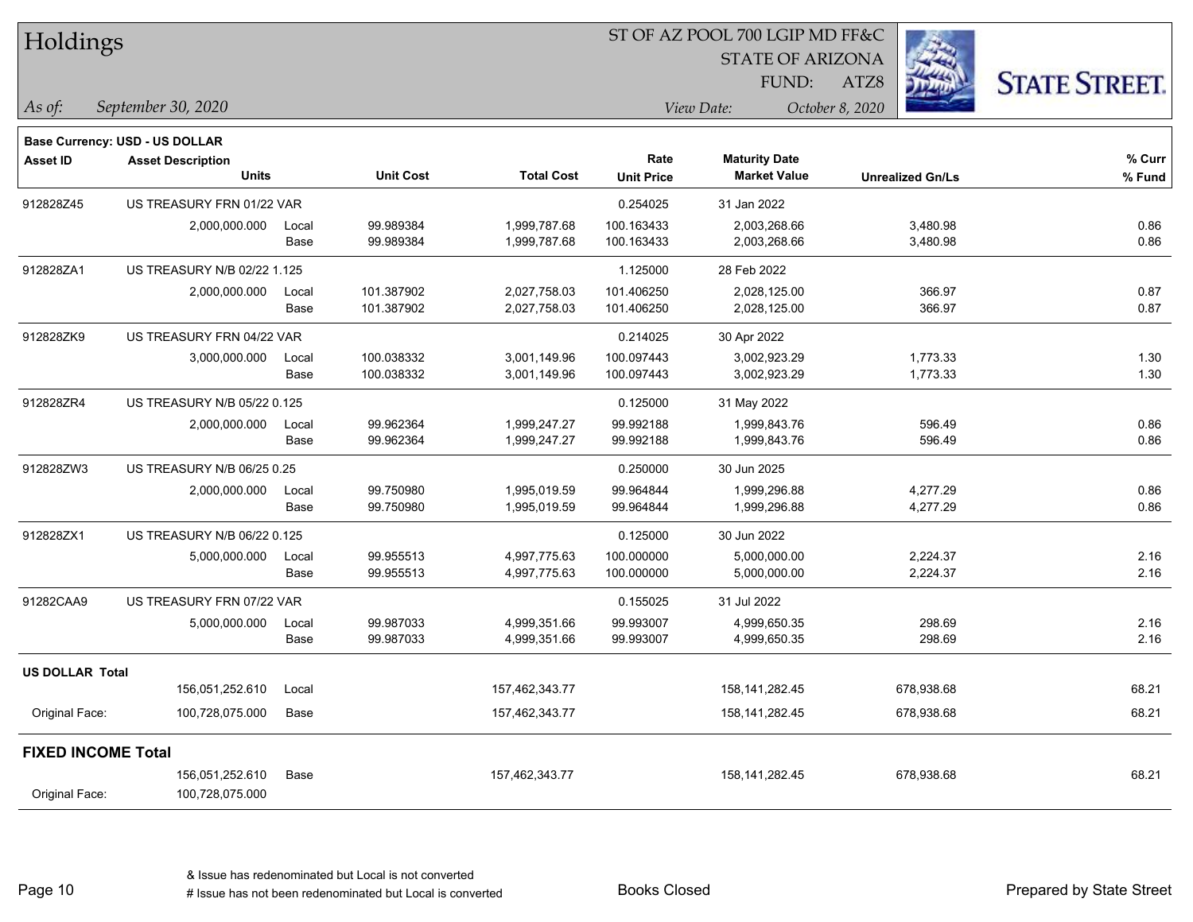# Holdings

ST OF AZ POOL 700 LGIP MD FF&C
STATE OF ARIZONA
FUND: ATZ8

*As of:* *September 30, 2020*

*View Date:* *October 8, 2020*

**Base Currency: USD - US DOLLAR**

| Asset ID | Asset Description / Units | | Unit Cost | Total Cost | Rate / Unit Price | Maturity Date / Market Value | Unrealized Gn/Ls | % Curr / % Fund |
|---|---|---|---|---|---|---|---|---|
| 912828Z45 | US TREASURY FRN 01/22 VAR | | | | 0.254025 | 31 Jan 2022 | | |
| | 2,000,000.000 | Local | 99.989384 | 1,999,787.68 | 100.163433 | 2,003,268.66 | 3,480.98 | 0.86 |
| | | Base | 99.989384 | 1,999,787.68 | 100.163433 | 2,003,268.66 | 3,480.98 | 0.86 |
| 912828ZA1 | US TREASURY N/B 02/22 1.125 | | | | 1.125000 | 28 Feb 2022 | | |
| | 2,000,000.000 | Local | 101.387902 | 2,027,758.03 | 101.406250 | 2,028,125.00 | 366.97 | 0.87 |
| | | Base | 101.387902 | 2,027,758.03 | 101.406250 | 2,028,125.00 | 366.97 | 0.87 |
| 912828ZK9 | US TREASURY FRN 04/22 VAR | | | | 0.214025 | 30 Apr 2022 | | |
| | 3,000,000.000 | Local | 100.038332 | 3,001,149.96 | 100.097443 | 3,002,923.29 | 1,773.33 | 1.30 |
| | | Base | 100.038332 | 3,001,149.96 | 100.097443 | 3,002,923.29 | 1,773.33 | 1.30 |
| 912828ZR4 | US TREASURY N/B 05/22 0.125 | | | | 0.125000 | 31 May 2022 | | |
| | 2,000,000.000 | Local | 99.962364 | 1,999,247.27 | 99.992188 | 1,999,843.76 | 596.49 | 0.86 |
| | | Base | 99.962364 | 1,999,247.27 | 99.992188 | 1,999,843.76 | 596.49 | 0.86 |
| 912828ZW3 | US TREASURY N/B 06/25 0.25 | | | | 0.250000 | 30 Jun 2025 | | |
| | 2,000,000.000 | Local | 99.750980 | 1,995,019.59 | 99.964844 | 1,999,296.88 | 4,277.29 | 0.86 |
| | | Base | 99.750980 | 1,995,019.59 | 99.964844 | 1,999,296.88 | 4,277.29 | 0.86 |
| 912828ZX1 | US TREASURY N/B 06/22 0.125 | | | | 0.125000 | 30 Jun 2022 | | |
| | 5,000,000.000 | Local | 99.955513 | 4,997,775.63 | 100.000000 | 5,000,000.00 | 2,224.37 | 2.16 |
| | | Base | 99.955513 | 4,997,775.63 | 100.000000 | 5,000,000.00 | 2,224.37 | 2.16 |
| 91282CAA9 | US TREASURY FRN 07/22 VAR | | | | 0.155025 | 31 Jul 2022 | | |
| | 5,000,000.000 | Local | 99.987033 | 4,999,351.66 | 99.993007 | 4,999,650.35 | 298.69 | 2.16 |
| | | Base | 99.987033 | 4,999,351.66 | 99.993007 | 4,999,650.35 | 298.69 | 2.16 |
| **US DOLLAR Total** | | | | | | | | |
| | 156,051,252.610 | Local | | 157,462,343.77 | | 158,141,282.45 | 678,938.68 | 68.21 |
| Original Face: | 100,728,075.000 | Base | | 157,462,343.77 | | 158,141,282.45 | 678,938.68 | 68.21 |
| **FIXED INCOME Total** | | | | | | | | |
| | 156,051,252.610 | Base | | 157,462,343.77 | | 158,141,282.45 | 678,938.68 | 68.21 |
| Original Face: | 100,728,075.000 | | | | | | | |

& Issue has redenominated but Local is not converted
# Issue has not been redenominated but Local is converted

Books Closed

Prepared by State Street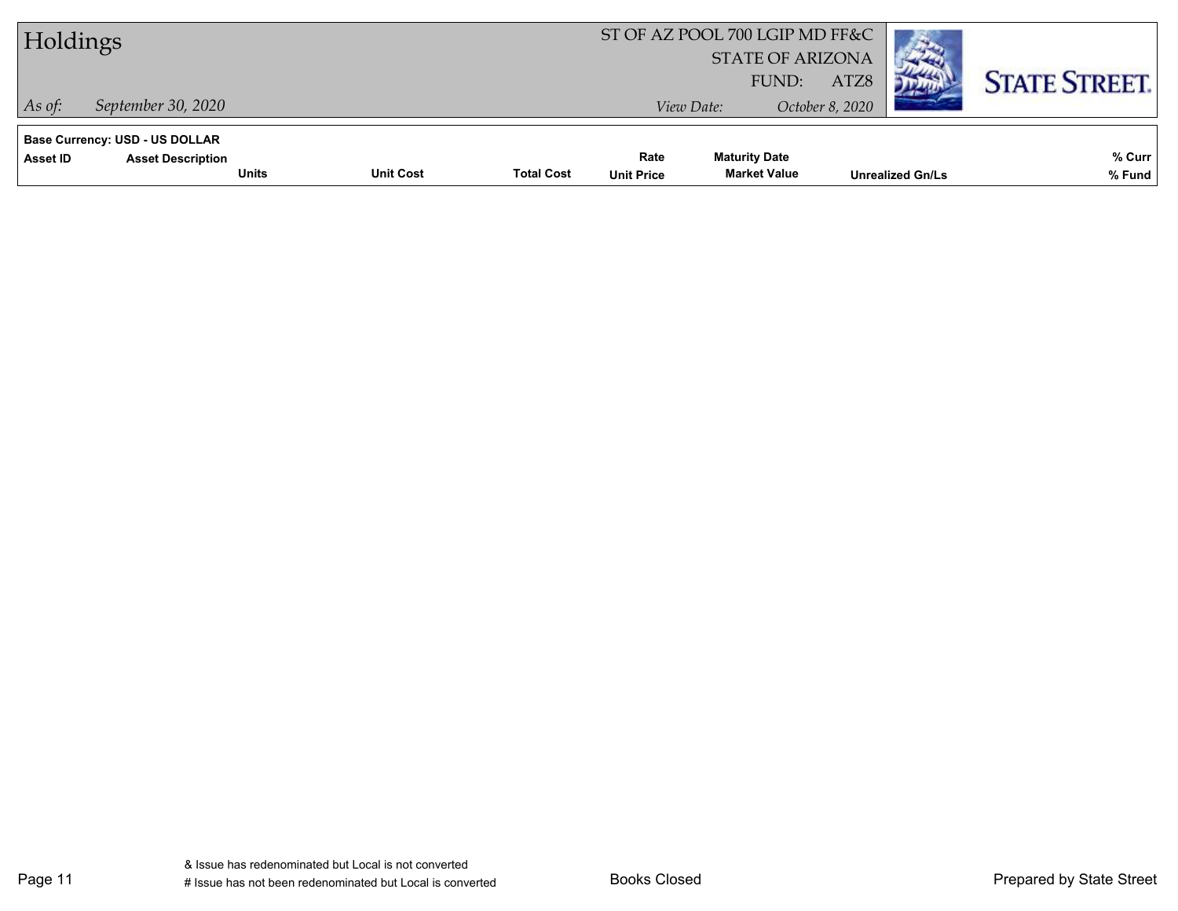# Holdings

*As of:* *September 30, 2020*

ST OF AZ POOL 700 LGIP MD FF&C
STATE OF ARIZONA
FUND: ATZ8

*View Date:* *October 8, 2020*

**Base Currency: USD - US DOLLAR**

| Asset ID | Asset Description | Units | Unit Cost | Total Cost | Rate / Unit Price | Maturity Date / Market Value | Unrealized Gn/Ls | % Curr / % Fund |
|---|---|---|---|---|---|---|---|---|

& Issue has redenominated but Local is not converted
# Issue has not been redenominated but Local is converted

Books Closed

Prepared by State Street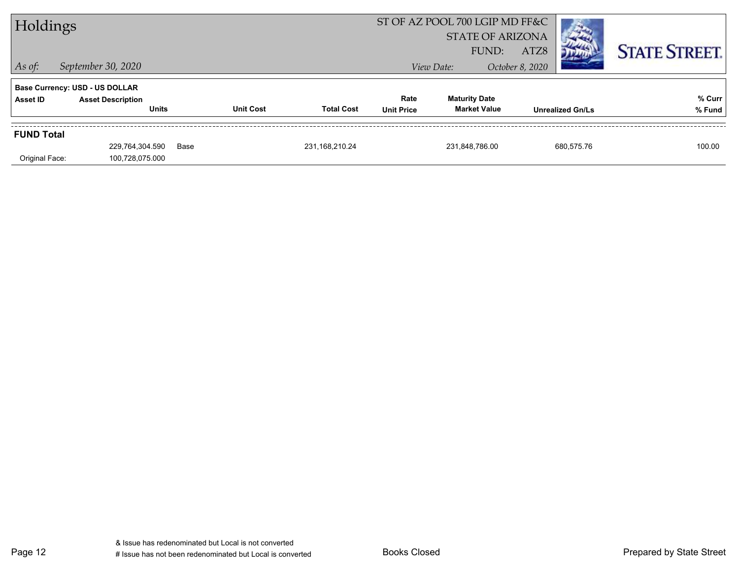# Holdings

ST OF AZ POOL 700 LGIP MD FF&C
STATE OF ARIZONA
FUND: ATZ8

*As of:* *September 30, 2020*

*View Date:* *October 8, 2020*

STATE STREET.

**Base Currency: USD - US DOLLAR**

| Asset ID | Asset Description / Units | Unit Cost | Total Cost | Rate / Unit Price | Maturity Date / Market Value | Unrealized Gn/Ls | % Curr / % Fund |
|---|---|---|---|---|---|---|---|
| **FUND Total** | | | | | | | |
| | 229,764,304.590 | Base | 231,168,210.24 | | 231,848,786.00 | 680,575.76 | 100.00 |
| Original Face: | 100,728,075.000 | | | | | | |

& Issue has redenominated but Local is not converted
# Issue has not been redenominated but Local is converted

Books Closed

Prepared by State Street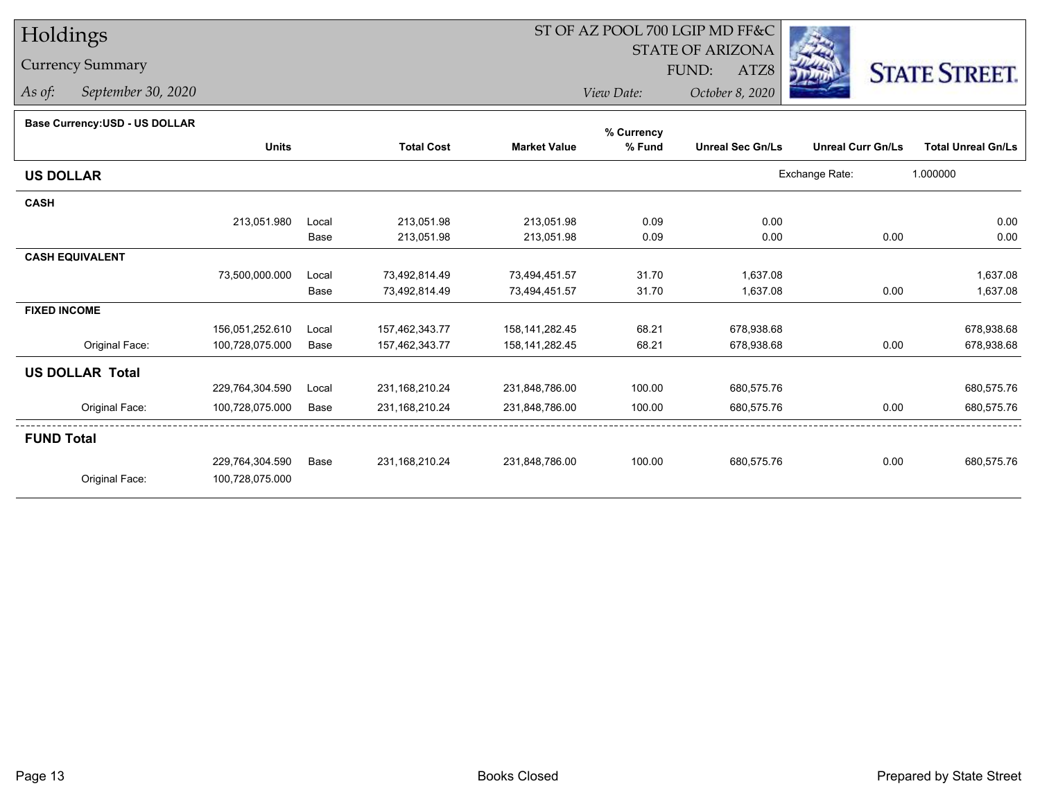# Holdings

## Currency Summary

*As of:* *September 30, 2020*

ST OF AZ POOL 700 LGIP MD FF&C
STATE OF ARIZONA
FUND: ATZ8

*View Date:* *October 8, 2020*

**Base Currency:USD - US DOLLAR**

| | Units | | Total Cost | Market Value | % Currency % Fund | Unreal Sec Gn/Ls | Unreal Curr Gn/Ls | Total Unreal Gn/Ls |
|---|---|---|---|---|---|---|---|---|
| **US DOLLAR** | | | | | | | Exchange Rate: | 1.000000 |
| **CASH** | | | | | | | | |
| | 213,051.980 | Local | 213,051.98 | 213,051.98 | 0.09 | 0.00 | | 0.00 |
| | | Base | 213,051.98 | 213,051.98 | 0.09 | 0.00 | 0.00 | 0.00 |
| **CASH EQUIVALENT** | | | | | | | | |
| | 73,500,000.000 | Local | 73,492,814.49 | 73,494,451.57 | 31.70 | 1,637.08 | | 1,637.08 |
| | | Base | 73,492,814.49 | 73,494,451.57 | 31.70 | 1,637.08 | 0.00 | 1,637.08 |
| **FIXED INCOME** | | | | | | | | |
| | 156,051,252.610 | Local | 157,462,343.77 | 158,141,282.45 | 68.21 | 678,938.68 | | 678,938.68 |
| Original Face: | 100,728,075.000 | Base | 157,462,343.77 | 158,141,282.45 | 68.21 | 678,938.68 | 0.00 | 678,938.68 |
| **US DOLLAR Total** | | | | | | | | |
| | 229,764,304.590 | Local | 231,168,210.24 | 231,848,786.00 | 100.00 | 680,575.76 | | 680,575.76 |
| Original Face: | 100,728,075.000 | Base | 231,168,210.24 | 231,848,786.00 | 100.00 | 680,575.76 | 0.00 | 680,575.76 |
| **FUND Total** | | | | | | | | |
| | 229,764,304.590 | Base | 231,168,210.24 | 231,848,786.00 | 100.00 | 680,575.76 | 0.00 | 680,575.76 |
| Original Face: | 100,728,075.000 | | | | | | | |

Books Closed

Prepared by State Street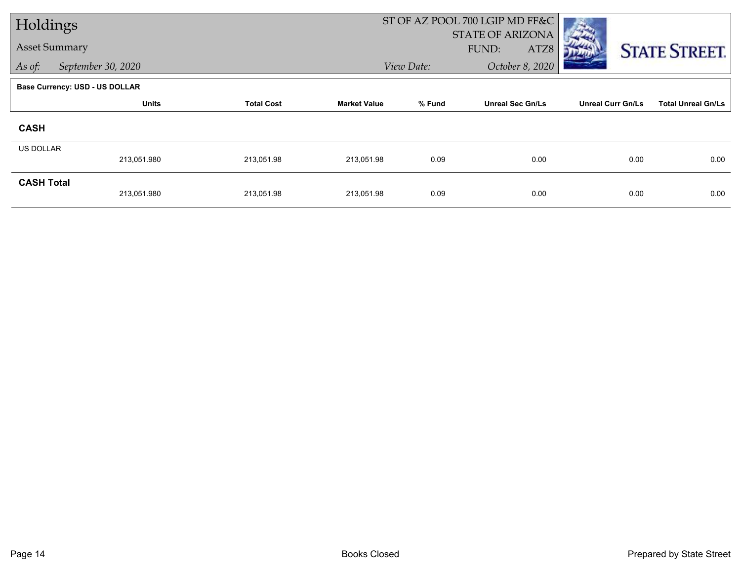# Holdings

## Asset Summary

*As of:* *September 30, 2020*

ST OF AZ POOL 700 LGIP MD FF&C
STATE OF ARIZONA
FUND: ATZ8
*View Date:* *October 8, 2020*

**Base Currency: USD - US DOLLAR**

| | Units | Total Cost | Market Value | % Fund | Unreal Sec Gn/Ls | Unreal Curr Gn/Ls | Total Unreal Gn/Ls |
|---|---|---|---|---|---|---|---|
| **CASH** | | | | | | | |
| US DOLLAR | 213,051.980 | 213,051.98 | 213,051.98 | 0.09 | 0.00 | 0.00 | 0.00 |
| **CASH Total** | 213,051.980 | 213,051.98 | 213,051.98 | 0.09 | 0.00 | 0.00 | 0.00 |

Books Closed

Prepared by State Street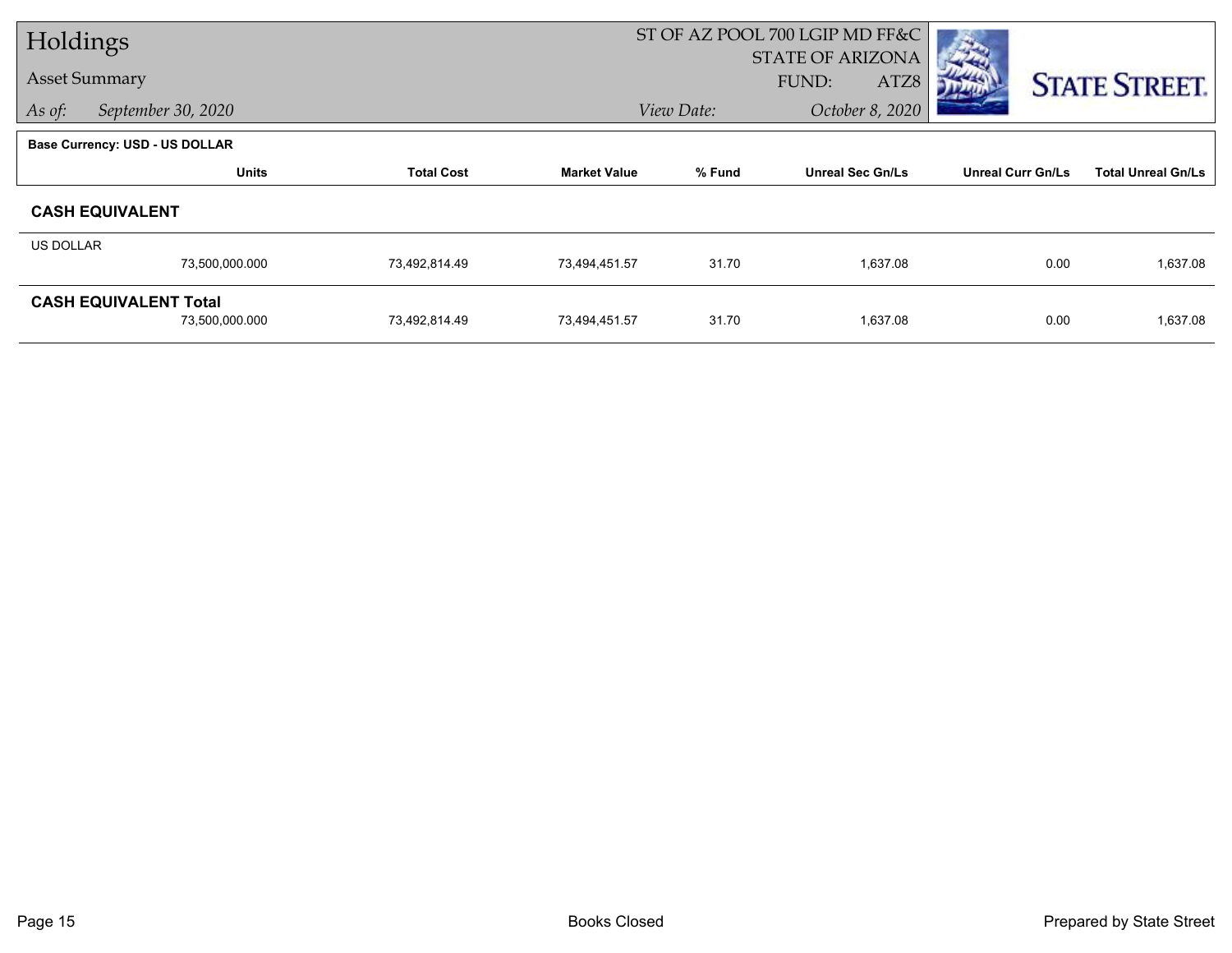# Holdings

## Asset Summary

*As of:* *September 30, 2020*

ST OF AZ POOL 700 LGIP MD FF&C
STATE OF ARIZONA
FUND: ATZ8

*View Date:* *October 8, 2020*

**Base Currency: USD - US DOLLAR**

| | Units | Total Cost | Market Value | % Fund | Unreal Sec Gn/Ls | Unreal Curr Gn/Ls | Total Unreal Gn/Ls |
|---|---|---|---|---|---|---|---|
| **CASH EQUIVALENT** | | | | | | | |
| US DOLLAR | 73,500,000.000 | 73,492,814.49 | 73,494,451.57 | 31.70 | 1,637.08 | 0.00 | 1,637.08 |
| **CASH EQUIVALENT Total** | 73,500,000.000 | 73,492,814.49 | 73,494,451.57 | 31.70 | 1,637.08 | 0.00 | 1,637.08 |

Books Closed

Prepared by State Street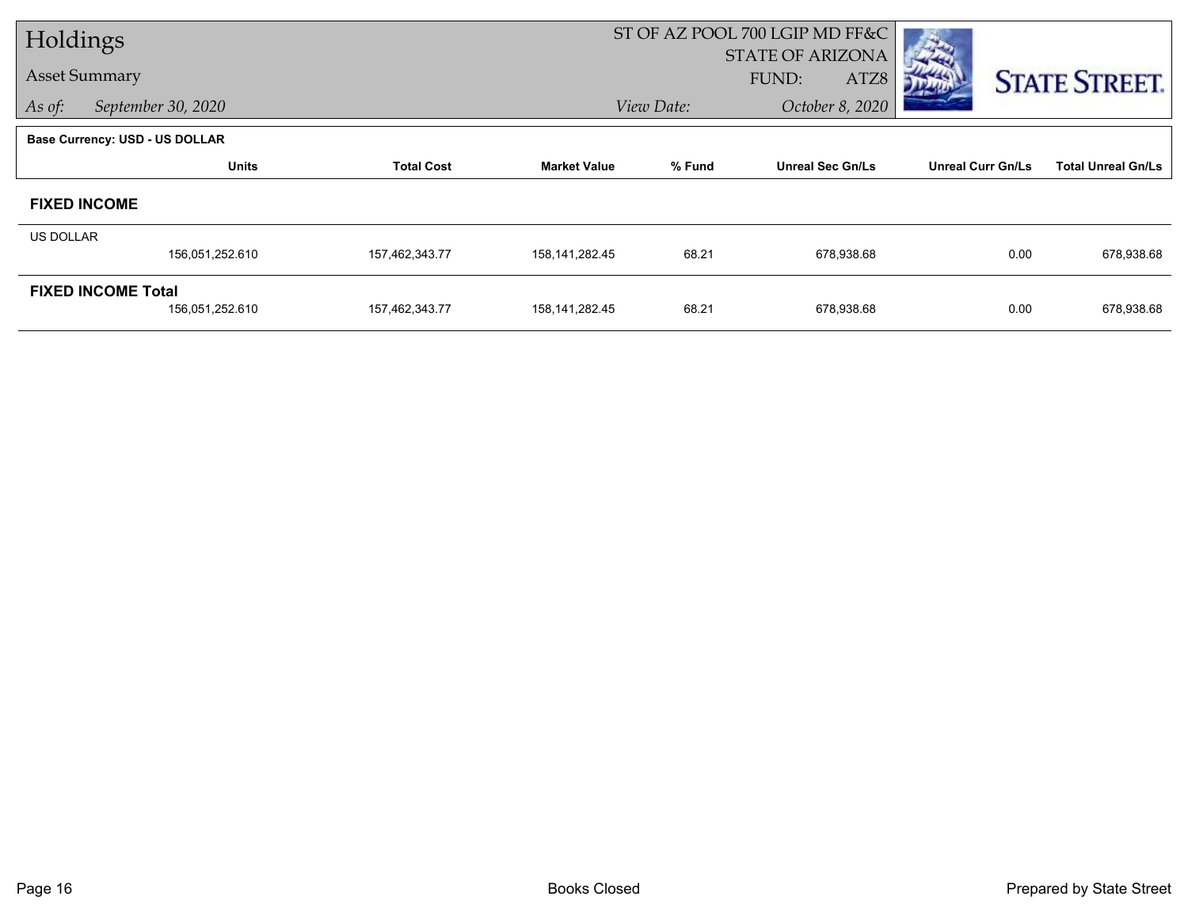# Holdings

## Asset Summary

*As of:* September 30, 2020

ST OF AZ POOL 700 LGIP MD FF&C
STATE OF ARIZONA
FUND: ATZ8

*View Date:* October 8, 2020

**Base Currency: USD - US DOLLAR**

| | Units | Total Cost | Market Value | % Fund | Unreal Sec Gn/Ls | Unreal Curr Gn/Ls | Total Unreal Gn/Ls |
|---|---|---|---|---|---|---|---|
| **FIXED INCOME** | | | | | | | |
| US DOLLAR | 156,051,252.610 | 157,462,343.77 | 158,141,282.45 | 68.21 | 678,938.68 | 0.00 | 678,938.68 |
| **FIXED INCOME Total** | 156,051,252.610 | 157,462,343.77 | 158,141,282.45 | 68.21 | 678,938.68 | 0.00 | 678,938.68 |

Books Closed

Prepared by State Street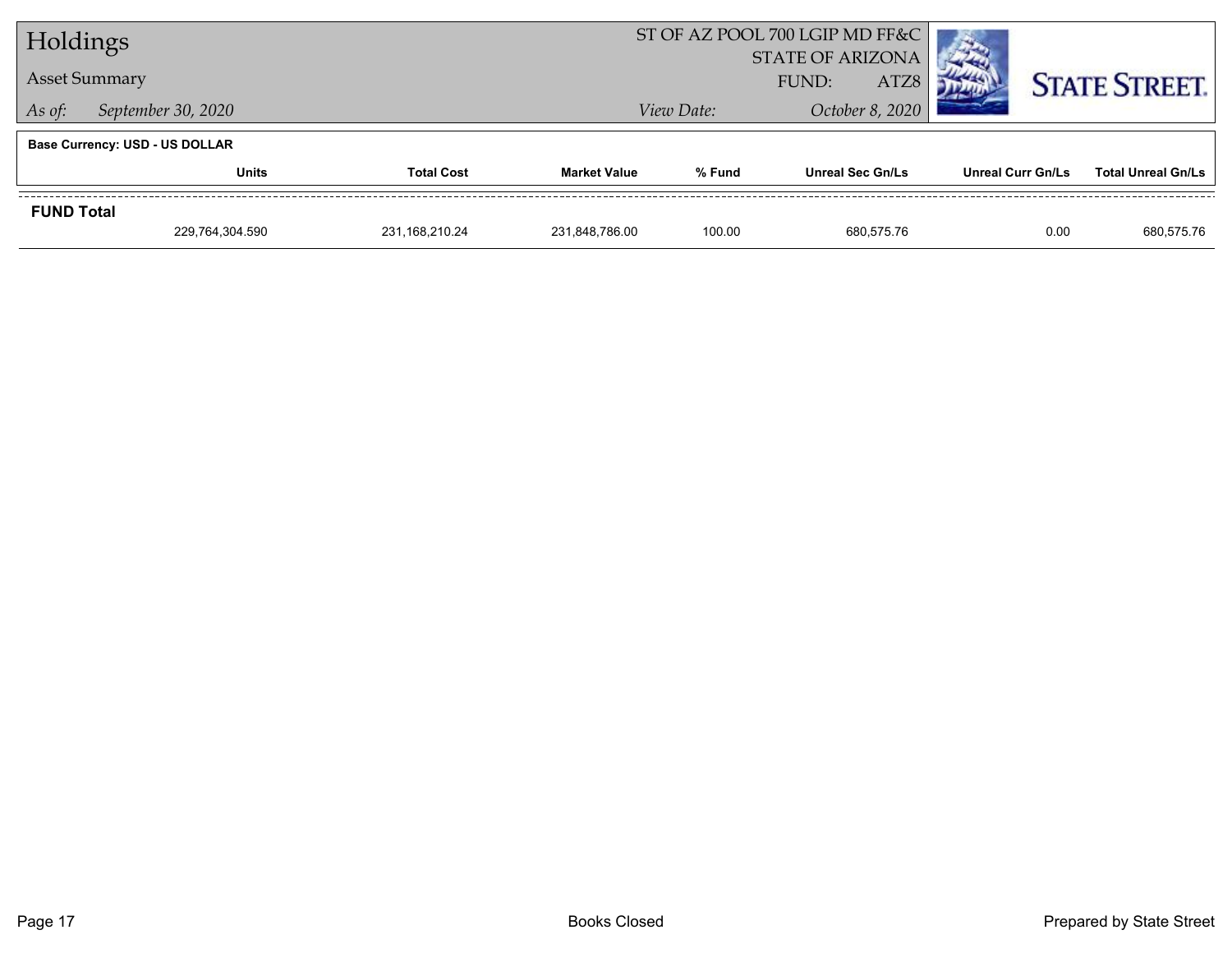# Holdings

## Asset Summary

*As of:* September 30, 2020

ST OF AZ POOL 700 LGIP MD FF&C
STATE OF ARIZONA
FUND: ATZ8

*View Date:* October 8, 2020

**Base Currency: USD - US DOLLAR**

| | Units | Total Cost | Market Value | % Fund | Unreal Sec Gn/Ls | Unreal Curr Gn/Ls | Total Unreal Gn/Ls |
|---|---|---|---|---|---|---|---|
| **FUND Total** | | | | | | | |
| | 229,764,304.590 | 231,168,210.24 | 231,848,786.00 | 100.00 | 680,575.76 | 0.00 | 680,575.76 |

Books Closed

Prepared by State Street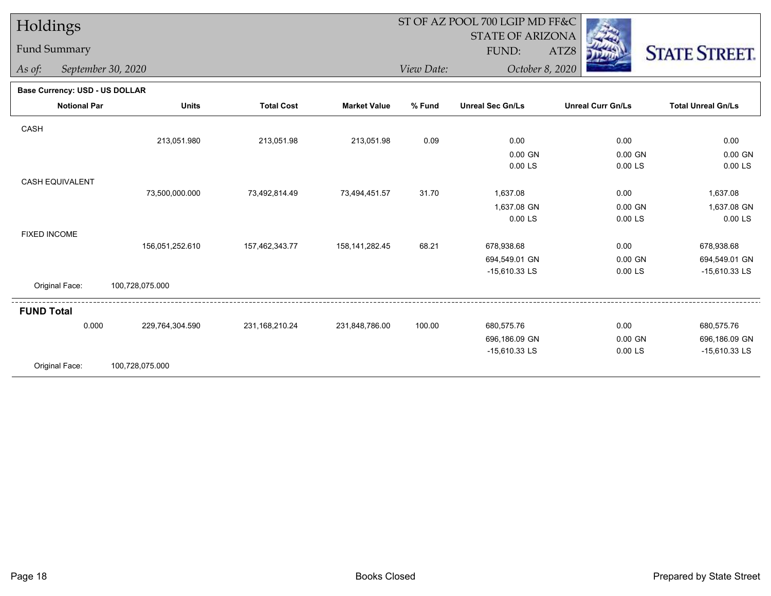# Holdings

Fund Summary

*As of:* *September 30, 2020*

ST OF AZ POOL 700 LGIP MD FF&C
STATE OF ARIZONA
FUND: ATZ8

*View Date:* *October 8, 2020*

**Base Currency: USD - US DOLLAR**

| Notional Par | Units | Total Cost | Market Value | % Fund | Unreal Sec Gn/Ls | Unreal Curr Gn/Ls | Total Unreal Gn/Ls |
|---|---|---|---|---|---|---|---|
| CASH | | | | | | | |
| | 213,051.980 | 213,051.98 | 213,051.98 | 0.09 | 0.00 | 0.00 | 0.00 |
| | | | | | 0.00 GN | 0.00 GN | 0.00 GN |
| | | | | | 0.00 LS | 0.00 LS | 0.00 LS |
| CASH EQUIVALENT | | | | | | | |
| | 73,500,000.000 | 73,492,814.49 | 73,494,451.57 | 31.70 | 1,637.08 | 0.00 | 1,637.08 |
| | | | | | 1,637.08 GN | 0.00 GN | 1,637.08 GN |
| | | | | | 0.00 LS | 0.00 LS | 0.00 LS |
| FIXED INCOME | | | | | | | |
| | 156,051,252.610 | 157,462,343.77 | 158,141,282.45 | 68.21 | 678,938.68 | 0.00 | 678,938.68 |
| | | | | | 694,549.01 GN | 0.00 GN | 694,549.01 GN |
| | | | | | -15,610.33 LS | 0.00 LS | -15,610.33 LS |
| Original Face: | 100,728,075.000 | | | | | | |
| **FUND Total** | | | | | | | |
| 0.000 | 229,764,304.590 | 231,168,210.24 | 231,848,786.00 | 100.00 | 680,575.76 | 0.00 | 680,575.76 |
| | | | | | 696,186.09 GN | 0.00 GN | 696,186.09 GN |
| | | | | | -15,610.33 LS | 0.00 LS | -15,610.33 LS |
| Original Face: | 100,728,075.000 | | | | | | |

Books Closed

Prepared by State Street